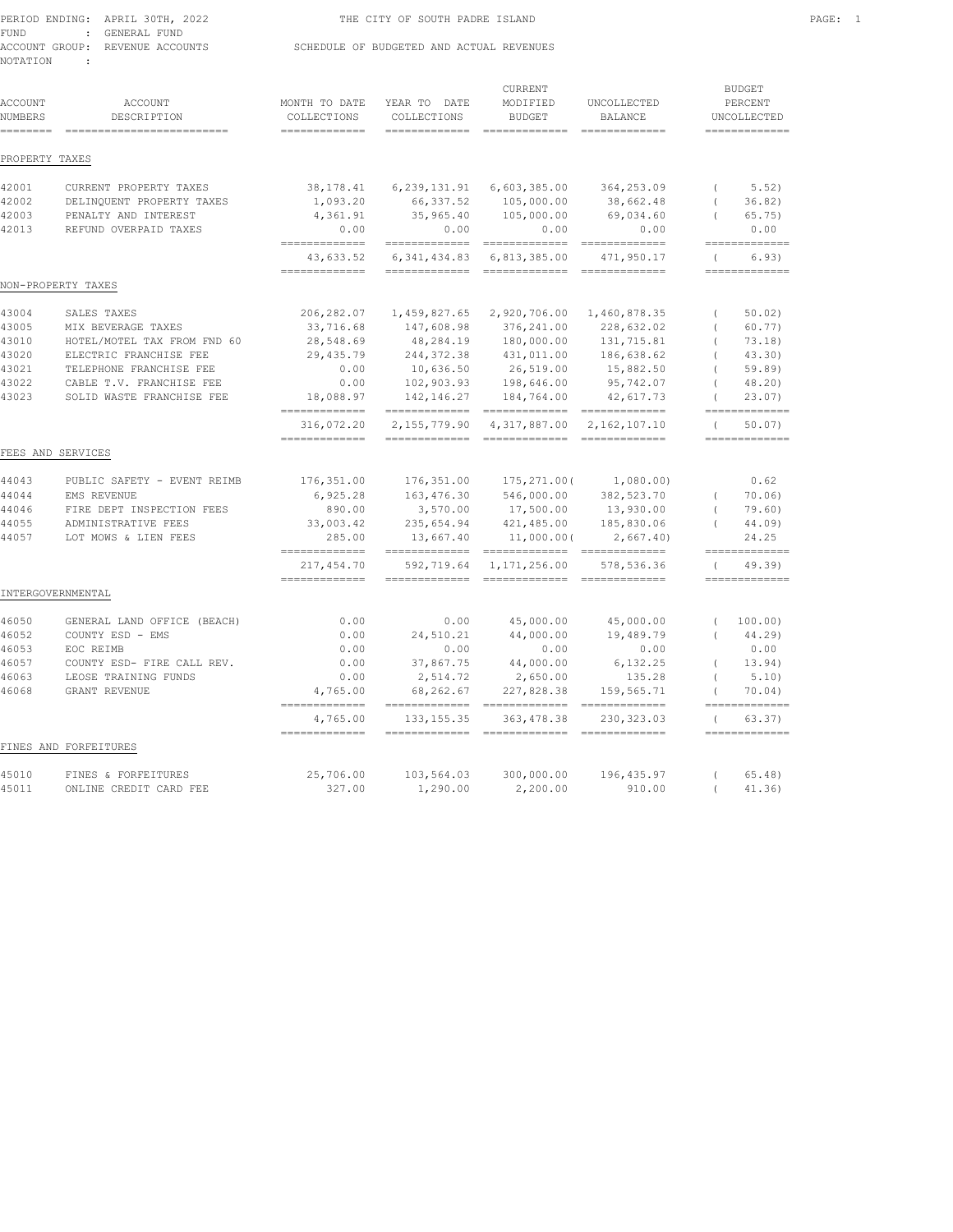PERIOD ENDING: APRIL 30TH, 2022 — THE CITY OF SOUTH PADRE ISLAND

FUND : GENERAL FUND

ACCOUNT GROUP: REVENUE ACCOUNTS — SCHEDULE OF BUDGETED AND ACTUAL REVENUES

NOTATION :

| ACCOUNT NUMBERS | ACCOUNT DESCRIPTION | MONTH TO DATE COLLECTIONS | YEAR TO DATE COLLECTIONS | CURRENT MODIFIED BUDGET | UNCOLLECTED BALANCE | BUDGET PERCENT UNCOLLECTED |
|---|---|---|---|---|---|---|
| **PROPERTY TAXES** | | | | | | |
| 42001 | CURRENT PROPERTY TAXES | 38,178.41 | 6,239,131.91 | 6,603,385.00 | 364,253.09 | ( 5.52) |
| 42002 | DELINQUENT PROPERTY TAXES | 1,093.20 | 66,337.52 | 105,000.00 | 38,662.48 | ( 36.82) |
| 42003 | PENALTY AND INTEREST | 4,361.91 | 35,965.40 | 105,000.00 | 69,034.60 | ( 65.75) |
| 42013 | REFUND OVERPAID TAXES | 0.00 | 0.00 | 0.00 | 0.00 | 0.00 |
| | | 43,633.52 | 6,341,434.83 | 6,813,385.00 | 471,950.17 | ( 6.93) |
| **NON-PROPERTY TAXES** | | | | | | |
| 43004 | SALES TAXES | 206,282.07 | 1,459,827.65 | 2,920,706.00 | 1,460,878.35 | ( 50.02) |
| 43005 | MIX BEVERAGE TAXES | 33,716.68 | 147,608.98 | 376,241.00 | 228,632.02 | ( 60.77) |
| 43010 | HOTEL/MOTEL TAX FROM FND 60 | 28,548.69 | 48,284.19 | 180,000.00 | 131,715.81 | ( 73.18) |
| 43020 | ELECTRIC FRANCHISE FEE | 29,435.79 | 244,372.38 | 431,011.00 | 186,638.62 | ( 43.30) |
| 43021 | TELEPHONE FRANCHISE FEE | 0.00 | 10,636.50 | 26,519.00 | 15,882.50 | ( 59.89) |
| 43022 | CABLE T.V. FRANCHISE FEE | 0.00 | 102,903.93 | 198,646.00 | 95,742.07 | ( 48.20) |
| 43023 | SOLID WASTE FRANCHISE FEE | 18,088.97 | 142,146.27 | 184,764.00 | 42,617.73 | ( 23.07) |
| | | 316,072.20 | 2,155,779.90 | 4,317,887.00 | 2,162,107.10 | ( 50.07) |
| **FEES AND SERVICES** | | | | | | |
| 44043 | PUBLIC SAFETY - EVENT REIMB | 176,351.00 | 176,351.00 | 175,271.00 | ( 1,080.00) | 0.62 |
| 44044 | EMS REVENUE | 6,925.28 | 163,476.30 | 546,000.00 | 382,523.70 | ( 70.06) |
| 44046 | FIRE DEPT INSPECTION FEES | 890.00 | 3,570.00 | 17,500.00 | 13,930.00 | ( 79.60) |
| 44055 | ADMINISTRATIVE FEES | 33,003.42 | 235,654.94 | 421,485.00 | 185,830.06 | ( 44.09) |
| 44057 | LOT MOWS & LIEN FEES | 285.00 | 13,667.40 | 11,000.00 | ( 2,667.40) | 24.25 |
| | | 217,454.70 | 592,719.64 | 1,171,256.00 | 578,536.36 | ( 49.39) |
| **INTERGOVERNMENTAL** | | | | | | |
| 46050 | GENERAL LAND OFFICE (BEACH) | 0.00 | 0.00 | 45,000.00 | 45,000.00 | ( 100.00) |
| 46052 | COUNTY ESD - EMS | 0.00 | 24,510.21 | 44,000.00 | 19,489.79 | ( 44.29) |
| 46053 | EOC REIMB | 0.00 | 0.00 | 0.00 | 0.00 | 0.00 |
| 46057 | COUNTY ESD- FIRE CALL REV. | 0.00 | 37,867.75 | 44,000.00 | 6,132.25 | ( 13.94) |
| 46063 | LEOSE TRAINING FUNDS | 0.00 | 2,514.72 | 2,650.00 | 135.28 | ( 5.10) |
| 46068 | GRANT REVENUE | 4,765.00 | 68,262.67 | 227,828.38 | 159,565.71 | ( 70.04) |
| | | 4,765.00 | 133,155.35 | 363,478.38 | 230,323.03 | ( 63.37) |
| **FINES AND FORFEITURES** | | | | | | |
| 45010 | FINES & FORFEITURES | 25,706.00 | 103,564.03 | 300,000.00 | 196,435.97 | ( 65.48) |
| 45011 | ONLINE CREDIT CARD FEE | 327.00 | 1,290.00 | 2,200.00 | 910.00 | ( 41.36) |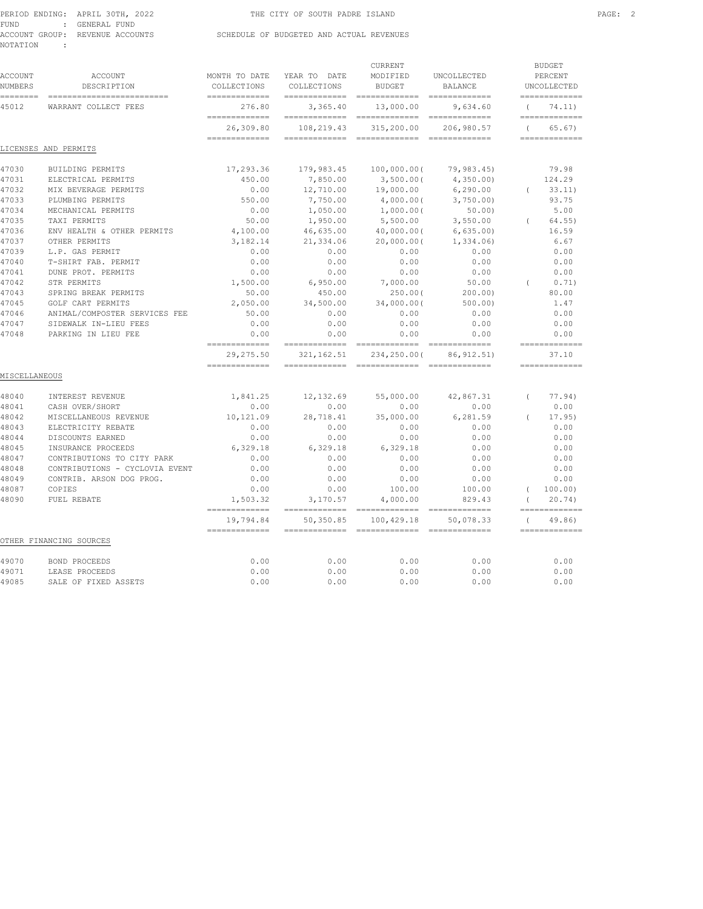PERIOD ENDING: APRIL 30TH, 2022
FUND : GENERAL FUND
ACCOUNT GROUP: REVENUE ACCOUNTS
NOTATION :

THE CITY OF SOUTH PADRE ISLAND

SCHEDULE OF BUDGETED AND ACTUAL REVENUES

| ACCOUNT NUMBERS | ACCOUNT DESCRIPTION | MONTH TO DATE COLLECTIONS | YEAR TO DATE COLLECTIONS | CURRENT MODIFIED BUDGET | UNCOLLECTED BALANCE | BUDGET PERCENT UNCOLLECTED |
|---|---|---|---|---|---|---|
| 45012 | WARRANT COLLECT FEES | 276.80 | 3,365.40 | 13,000.00 | 9,634.60 | ( 74.11) |
| | | 26,309.80 | 108,219.43 | 315,200.00 | 206,980.57 | ( 65.67) |
| **LICENSES AND PERMITS** | | | | | | |
| 47030 | BUILDING PERMITS | 17,293.36 | 179,983.45 | 100,000.00( | 79,983.45) | 79.98 |
| 47031 | ELECTRICAL PERMITS | 450.00 | 7,850.00 | 3,500.00( | 4,350.00) | 124.29 |
| 47032 | MIX BEVERAGE PERMITS | 0.00 | 12,710.00 | 19,000.00 | 6,290.00 | ( 33.11) |
| 47033 | PLUMBING PERMITS | 550.00 | 7,750.00 | 4,000.00( | 3,750.00) | 93.75 |
| 47034 | MECHANICAL PERMITS | 0.00 | 1,050.00 | 1,000.00( | 50.00) | 5.00 |
| 47035 | TAXI PERMITS | 50.00 | 1,950.00 | 5,500.00 | 3,550.00 | ( 64.55) |
| 47036 | ENV HEALTH & OTHER PERMITS | 4,100.00 | 46,635.00 | 40,000.00( | 6,635.00) | 16.59 |
| 47037 | OTHER PERMITS | 3,182.14 | 21,334.06 | 20,000.00( | 1,334.06) | 6.67 |
| 47039 | L.P. GAS PERMIT | 0.00 | 0.00 | 0.00 | 0.00 | 0.00 |
| 47040 | T-SHIRT FAB. PERMIT | 0.00 | 0.00 | 0.00 | 0.00 | 0.00 |
| 47041 | DUNE PROT. PERMITS | 0.00 | 0.00 | 0.00 | 0.00 | 0.00 |
| 47042 | STR PERMITS | 1,500.00 | 6,950.00 | 7,000.00 | 50.00 | ( 0.71) |
| 47043 | SPRING BREAK PERMITS | 50.00 | 450.00 | 250.00( | 200.00) | 80.00 |
| 47045 | GOLF CART PERMITS | 2,050.00 | 34,500.00 | 34,000.00( | 500.00) | 1.47 |
| 47046 | ANIMAL/COMPOSTER SERVICES FEE | 50.00 | 0.00 | 0.00 | 0.00 | 0.00 |
| 47047 | SIDEWALK IN-LIEU FEES | 0.00 | 0.00 | 0.00 | 0.00 | 0.00 |
| 47048 | PARKING IN LIEU FEE | 0.00 | 0.00 | 0.00 | 0.00 | 0.00 |
| | | 29,275.50 | 321,162.51 | 234,250.00( | 86,912.51) | 37.10 |
| **MISCELLANEOUS** | | | | | | |
| 48040 | INTEREST REVENUE | 1,841.25 | 12,132.69 | 55,000.00 | 42,867.31 | ( 77.94) |
| 48041 | CASH OVER/SHORT | 0.00 | 0.00 | 0.00 | 0.00 | 0.00 |
| 48042 | MISCELLANEOUS REVENUE | 10,121.09 | 28,718.41 | 35,000.00 | 6,281.59 | ( 17.95) |
| 48043 | ELECTRICITY REBATE | 0.00 | 0.00 | 0.00 | 0.00 | 0.00 |
| 48044 | DISCOUNTS EARNED | 0.00 | 0.00 | 0.00 | 0.00 | 0.00 |
| 48045 | INSURANCE PROCEEDS | 6,329.18 | 6,329.18 | 6,329.18 | 0.00 | 0.00 |
| 48047 | CONTRIBUTIONS TO CITY PARK | 0.00 | 0.00 | 0.00 | 0.00 | 0.00 |
| 48048 | CONTRIBUTIONS - CYCLOVIA EVENT | 0.00 | 0.00 | 0.00 | 0.00 | 0.00 |
| 48049 | CONTRIB. ARSON DOG PROG. | 0.00 | 0.00 | 0.00 | 0.00 | 0.00 |
| 48087 | COPIES | 0.00 | 0.00 | 100.00 | 100.00 | ( 100.00) |
| 48090 | FUEL REBATE | 1,503.32 | 3,170.57 | 4,000.00 | 829.43 | ( 20.74) |
| | | 19,794.84 | 50,350.85 | 100,429.18 | 50,078.33 | ( 49.86) |
| **OTHER FINANCING SOURCES** | | | | | | |
| 49070 | BOND PROCEEDS | 0.00 | 0.00 | 0.00 | 0.00 | 0.00 |
| 49071 | LEASE PROCEEDS | 0.00 | 0.00 | 0.00 | 0.00 | 0.00 |
| 49085 | SALE OF FIXED ASSETS | 0.00 | 0.00 | 0.00 | 0.00 | 0.00 |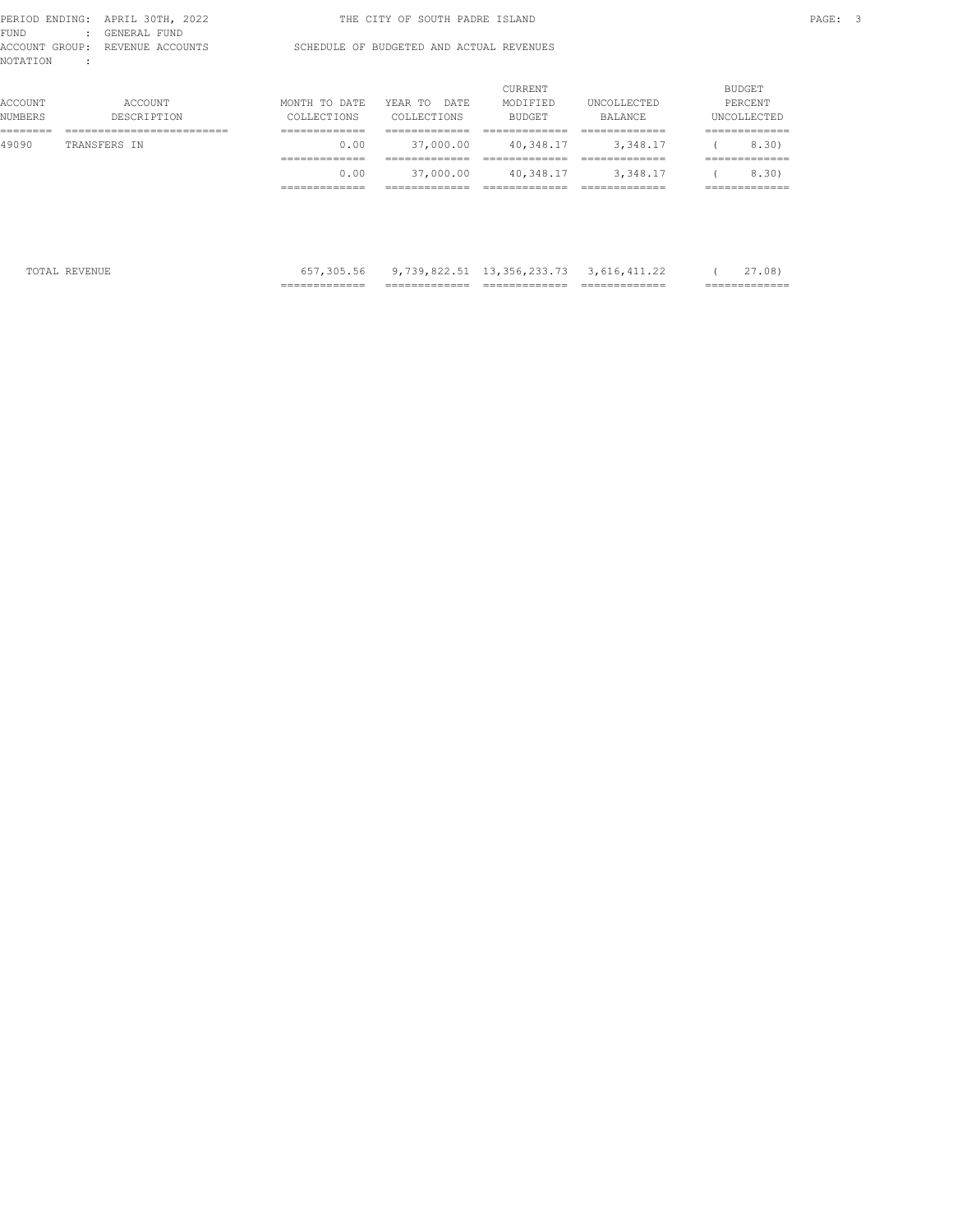PERIOD ENDING: APRIL 30TH, 2022
FUND : GENERAL FUND
ACCOUNT GROUP: REVENUE ACCOUNTS
NOTATION :

THE CITY OF SOUTH PADRE ISLAND

SCHEDULE OF BUDGETED AND ACTUAL REVENUES

| ACCOUNT NUMBERS | ACCOUNT DESCRIPTION | MONTH TO DATE COLLECTIONS | YEAR TO DATE COLLECTIONS | CURRENT MODIFIED BUDGET | UNCOLLECTED BALANCE | BUDGET PERCENT UNCOLLECTED |
|---|---|---|---|---|---|---|
| 49090 | TRANSFERS IN | 0.00 | 37,000.00 | 40,348.17 | 3,348.17 | ( 8.30) |
| | | 0.00 | 37,000.00 | 40,348.17 | 3,348.17 | ( 8.30) |
| | TOTAL REVENUE | 657,305.56 | 9,739,822.51 | 13,356,233.73 | 3,616,411.22 | ( 27.08) |